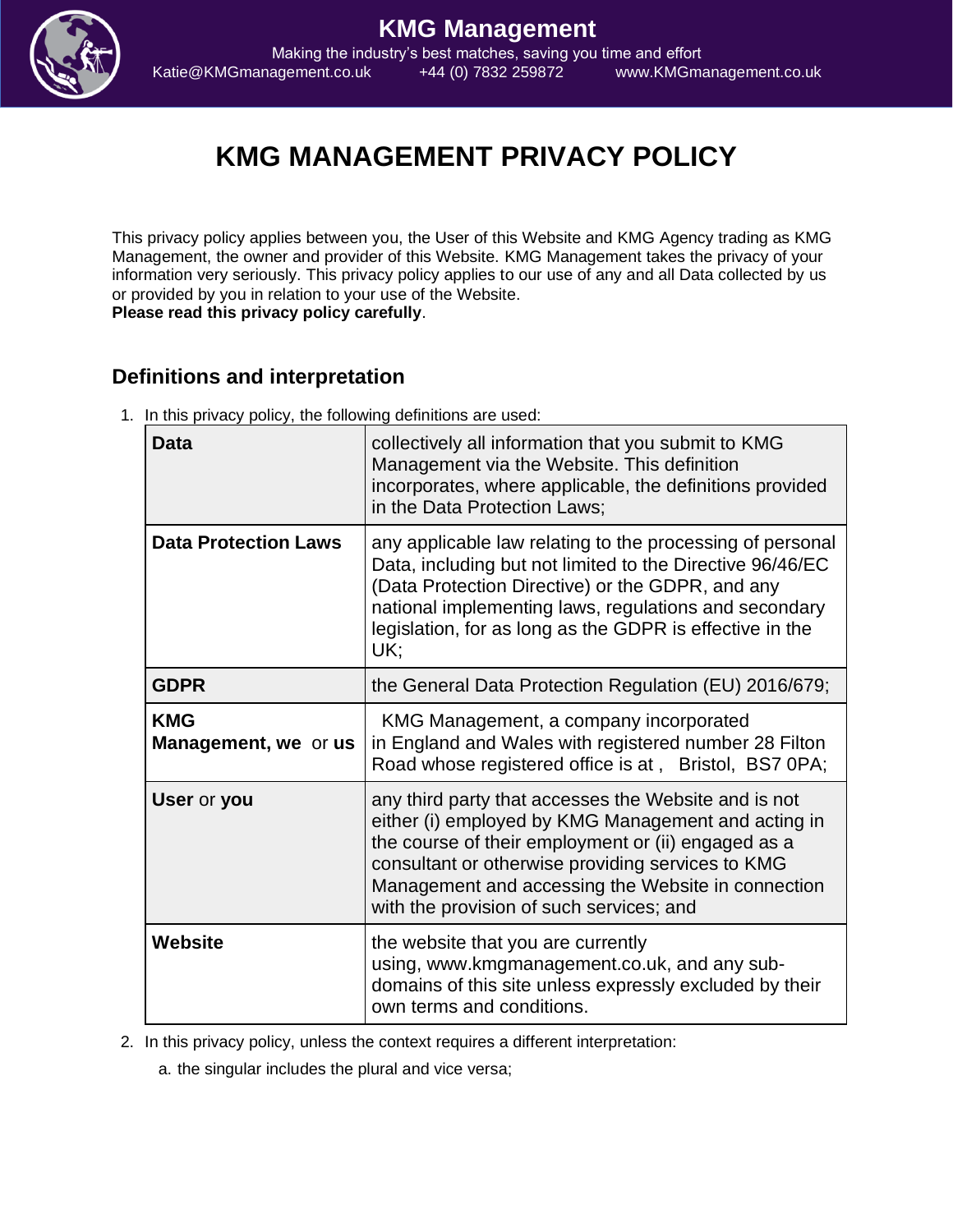KMG Management

Making the industry's best matches, saving you time and effort

Katie@KMGmanagement.co.uk +44 (0) 7832 259872 www.KMGmanagement.co.uk

# KMG MANAGEMENT PRIVACY POLICY

This privacy policy applies between you, the User of this Website and KMG Agency trading as KMG Management, the owner and provider of this Website. KMG Management takes the privacy of your information very seriously. This privacy policy applies to our use of any and all Data collected by us or provided by you in relation to your use of the Website.
**Please read this privacy policy carefully**.

## Definitions and interpretation

1. In this privacy policy, the following definitions are used:

| | |
|---|---|
| **Data** | collectively all information that you submit to KMG Management via the Website. This definition incorporates, where applicable, the definitions provided in the Data Protection Laws; |
| **Data Protection Laws** | any applicable law relating to the processing of personal Data, including but not limited to the Directive 96/46/EC (Data Protection Directive) or the GDPR, and any national implementing laws, regulations and secondary legislation, for as long as the GDPR is effective in the UK; |
| **GDPR** | the General Data Protection Regulation (EU) 2016/679; |
| **KMG Management, we** or **us** | KMG Management, a company incorporated in England and Wales with registered number 28 Filton Road whose registered office is at , Bristol, BS7 0PA; |
| **User** or **you** | any third party that accesses the Website and is not either (i) employed by KMG Management and acting in the course of their employment or (ii) engaged as a consultant or otherwise providing services to KMG Management and accessing the Website in connection with the provision of such services; and |
| **Website** | the website that you are currently using, www.kmgmanagement.co.uk, and any sub-domains of this site unless expressly excluded by their own terms and conditions. |

2. In this privacy policy, unless the context requires a different interpretation:

   a. the singular includes the plural and vice versa;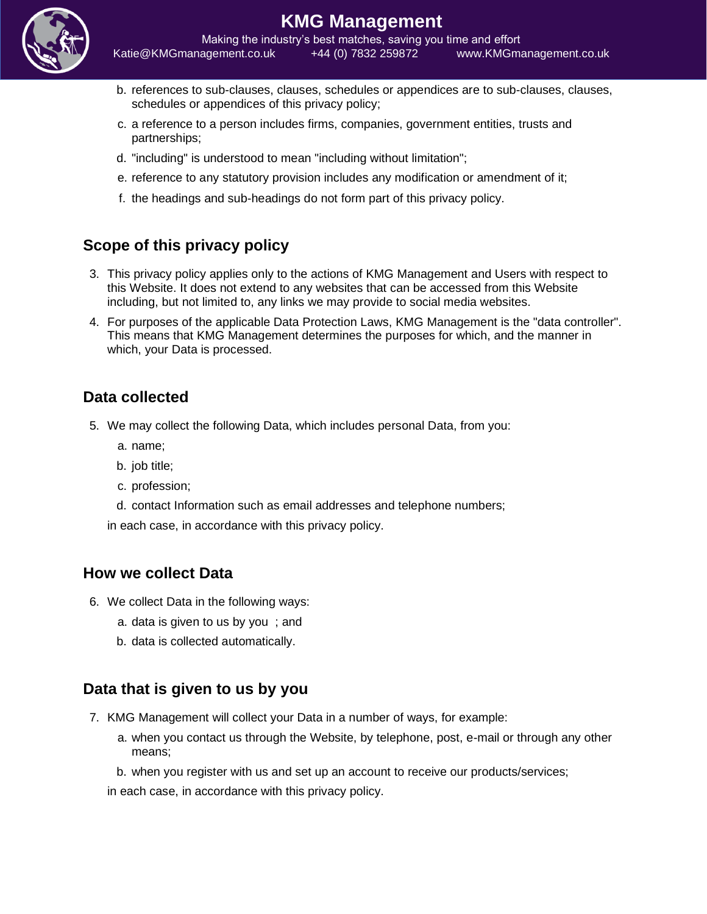b. references to sub-clauses, clauses, schedules or appendices are to sub-clauses, clauses, schedules or appendices of this privacy policy;

c. a reference to a person includes firms, companies, government entities, trusts and partnerships;

d. "including" is understood to mean "including without limitation";

e. reference to any statutory provision includes any modification or amendment of it;

f. the headings and sub-headings do not form part of this privacy policy.

## Scope of this privacy policy

3. This privacy policy applies only to the actions of KMG Management and Users with respect to this Website. It does not extend to any websites that can be accessed from this Website including, but not limited to, any links we may provide to social media websites.
4. For purposes of the applicable Data Protection Laws, KMG Management is the "data controller". This means that KMG Management determines the purposes for which, and the manner in which, your Data is processed.

## Data collected

5. We may collect the following Data, which includes personal Data, from you:
   a. name;
   b. job title;
   c. profession;
   d. contact Information such as email addresses and telephone numbers;

   in each case, in accordance with this privacy policy.

## How we collect Data

6. We collect Data in the following ways:
   a. data is given to us by you ; and
   b. data is collected automatically.

## Data that is given to us by you

7. KMG Management will collect your Data in a number of ways, for example:
   a. when you contact us through the Website, by telephone, post, e-mail or through any other means;
   b. when you register with us and set up an account to receive our products/services;

   in each case, in accordance with this privacy policy.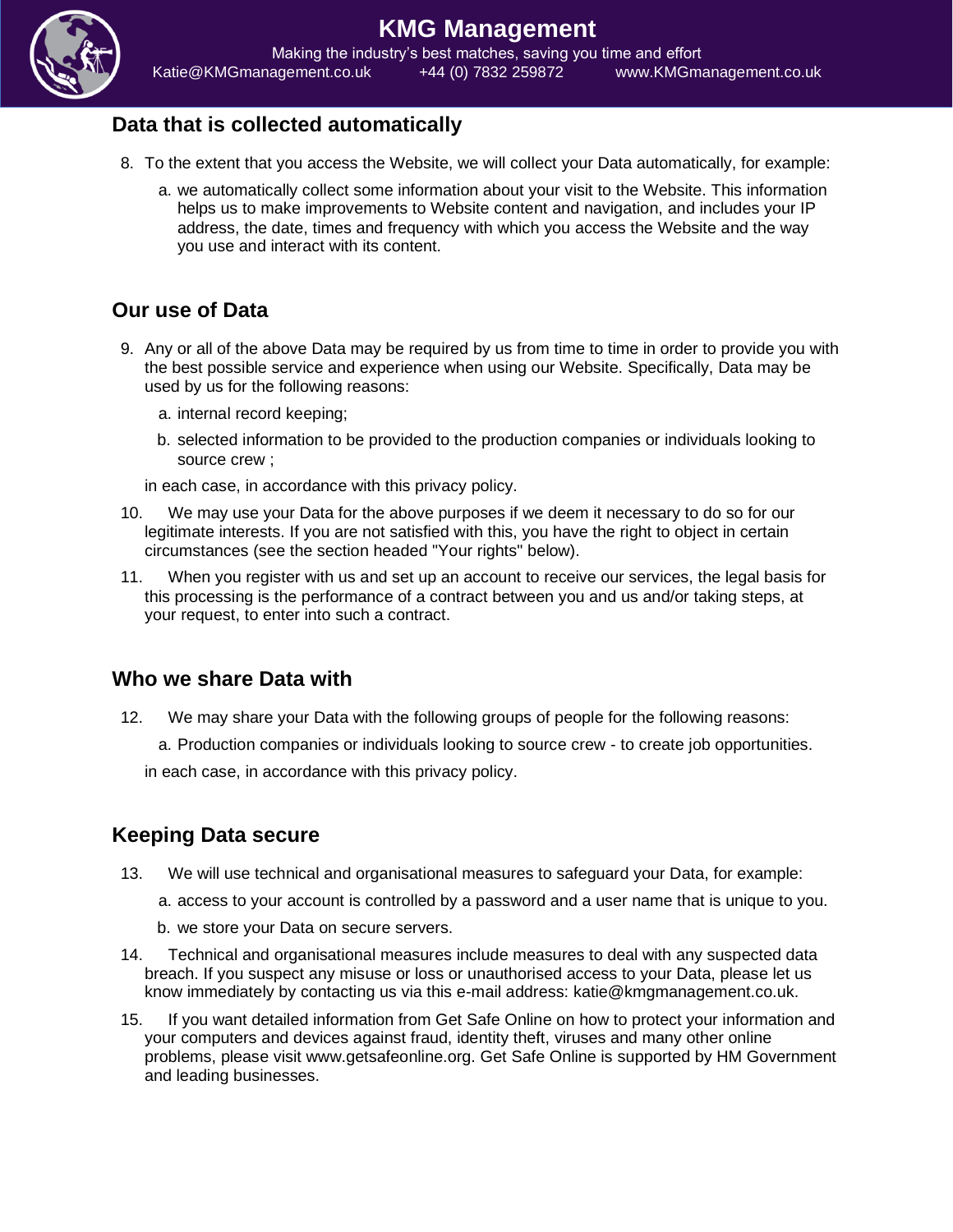## Data that is collected automatically

8. To the extent that you access the Website, we will collect your Data automatically, for example:

   a. we automatically collect some information about your visit to the Website. This information helps us to make improvements to Website content and navigation, and includes your IP address, the date, times and frequency with which you access the Website and the way you use and interact with its content.

## Our use of Data

9. Any or all of the above Data may be required by us from time to time in order to provide you with the best possible service and experience when using our Website. Specifically, Data may be used by us for the following reasons:

   a. internal record keeping;

   b. selected information to be provided to the production companies or individuals looking to source crew ;

   in each case, in accordance with this privacy policy.

10. We may use your Data for the above purposes if we deem it necessary to do so for our legitimate interests. If you are not satisfied with this, you have the right to object in certain circumstances (see the section headed "Your rights" below).

11. When you register with us and set up an account to receive our services, the legal basis for this processing is the performance of a contract between you and us and/or taking steps, at your request, to enter into such a contract.

## Who we share Data with

12. We may share your Data with the following groups of people for the following reasons:

    a. Production companies or individuals looking to source crew - to create job opportunities.

    in each case, in accordance with this privacy policy.

## Keeping Data secure

13. We will use technical and organisational measures to safeguard your Data, for example:

    a. access to your account is controlled by a password and a user name that is unique to you.

    b. we store your Data on secure servers.

14. Technical and organisational measures include measures to deal with any suspected data breach. If you suspect any misuse or loss or unauthorised access to your Data, please let us know immediately by contacting us via this e-mail address: katie@kmgmanagement.co.uk.

15. If you want detailed information from Get Safe Online on how to protect your information and your computers and devices against fraud, identity theft, viruses and many other online problems, please visit www.getsafeonline.org. Get Safe Online is supported by HM Government and leading businesses.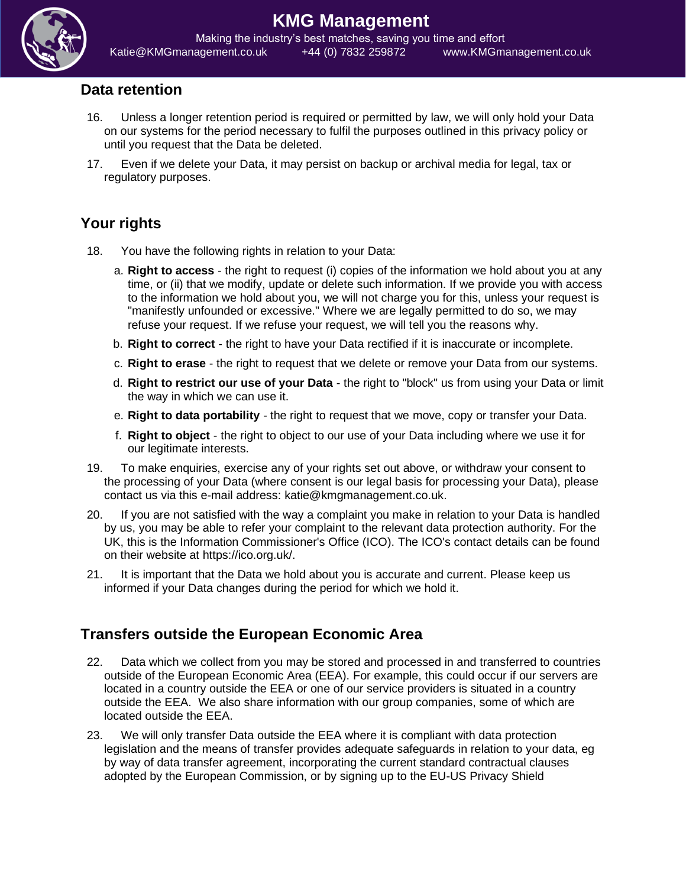## Data retention

16. Unless a longer retention period is required or permitted by law, we will only hold your Data on our systems for the period necessary to fulfil the purposes outlined in this privacy policy or until you request that the Data be deleted.

17. Even if we delete your Data, it may persist on backup or archival media for legal, tax or regulatory purposes.

## Your rights

18. You have the following rights in relation to your Data:

    a. **Right to access** - the right to request (i) copies of the information we hold about you at any time, or (ii) that we modify, update or delete such information. If we provide you with access to the information we hold about you, we will not charge you for this, unless your request is "manifestly unfounded or excessive." Where we are legally permitted to do so, we may refuse your request. If we refuse your request, we will tell you the reasons why.

    b. **Right to correct** - the right to have your Data rectified if it is inaccurate or incomplete.

    c. **Right to erase** - the right to request that we delete or remove your Data from our systems.

    d. **Right to restrict our use of your Data** - the right to "block" us from using your Data or limit the way in which we can use it.

    e. **Right to data portability** - the right to request that we move, copy or transfer your Data.

    f. **Right to object** - the right to object to our use of your Data including where we use it for our legitimate interests.

19. To make enquiries, exercise any of your rights set out above, or withdraw your consent to the processing of your Data (where consent is our legal basis for processing your Data), please contact us via this e-mail address: katie@kmgmanagement.co.uk.

20. If you are not satisfied with the way a complaint you make in relation to your Data is handled by us, you may be able to refer your complaint to the relevant data protection authority. For the UK, this is the Information Commissioner's Office (ICO). The ICO's contact details can be found on their website at https://ico.org.uk/.

21. It is important that the Data we hold about you is accurate and current. Please keep us informed if your Data changes during the period for which we hold it.

## Transfers outside the European Economic Area

22. Data which we collect from you may be stored and processed in and transferred to countries outside of the European Economic Area (EEA). For example, this could occur if our servers are located in a country outside the EEA or one of our service providers is situated in a country outside the EEA. We also share information with our group companies, some of which are located outside the EEA.

23. We will only transfer Data outside the EEA where it is compliant with data protection legislation and the means of transfer provides adequate safeguards in relation to your data, eg by way of data transfer agreement, incorporating the current standard contractual clauses adopted by the European Commission, or by signing up to the EU-US Privacy Shield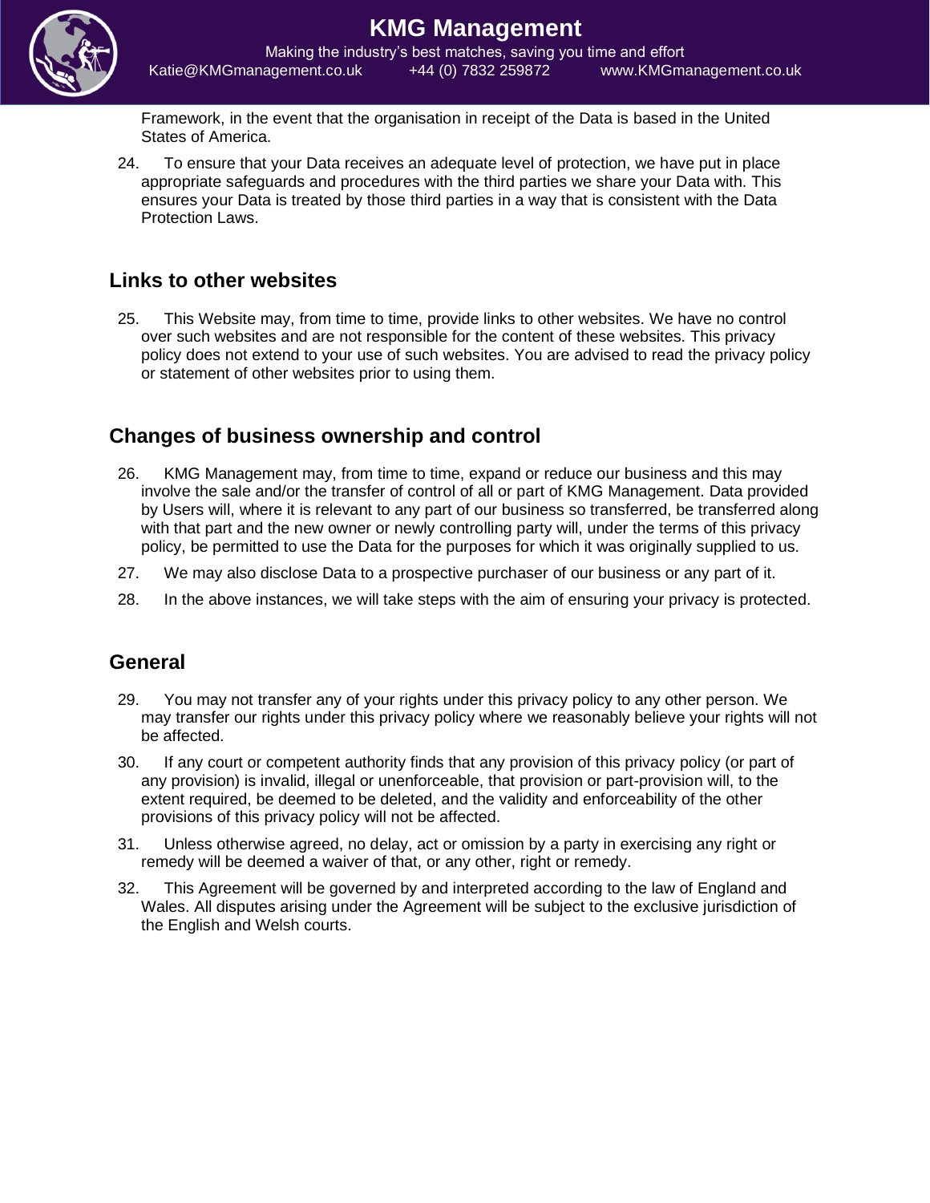Framework, in the event that the organisation in receipt of the Data is based in the United States of America.

24. To ensure that your Data receives an adequate level of protection, we have put in place appropriate safeguards and procedures with the third parties we share your Data with. This ensures your Data is treated by those third parties in a way that is consistent with the Data Protection Laws.

## Links to other websites

25. This Website may, from time to time, provide links to other websites. We have no control over such websites and are not responsible for the content of these websites. This privacy policy does not extend to your use of such websites. You are advised to read the privacy policy or statement of other websites prior to using them.

## Changes of business ownership and control

26. KMG Management may, from time to time, expand or reduce our business and this may involve the sale and/or the transfer of control of all or part of KMG Management. Data provided by Users will, where it is relevant to any part of our business so transferred, be transferred along with that part and the new owner or newly controlling party will, under the terms of this privacy policy, be permitted to use the Data for the purposes for which it was originally supplied to us.

27. We may also disclose Data to a prospective purchaser of our business or any part of it.

28. In the above instances, we will take steps with the aim of ensuring your privacy is protected.

## General

29. You may not transfer any of your rights under this privacy policy to any other person. We may transfer our rights under this privacy policy where we reasonably believe your rights will not be affected.

30. If any court or competent authority finds that any provision of this privacy policy (or part of any provision) is invalid, illegal or unenforceable, that provision or part-provision will, to the extent required, be deemed to be deleted, and the validity and enforceability of the other provisions of this privacy policy will not be affected.

31. Unless otherwise agreed, no delay, act or omission by a party in exercising any right or remedy will be deemed a waiver of that, or any other, right or remedy.

32. This Agreement will be governed by and interpreted according to the law of England and Wales. All disputes arising under the Agreement will be subject to the exclusive jurisdiction of the English and Welsh courts.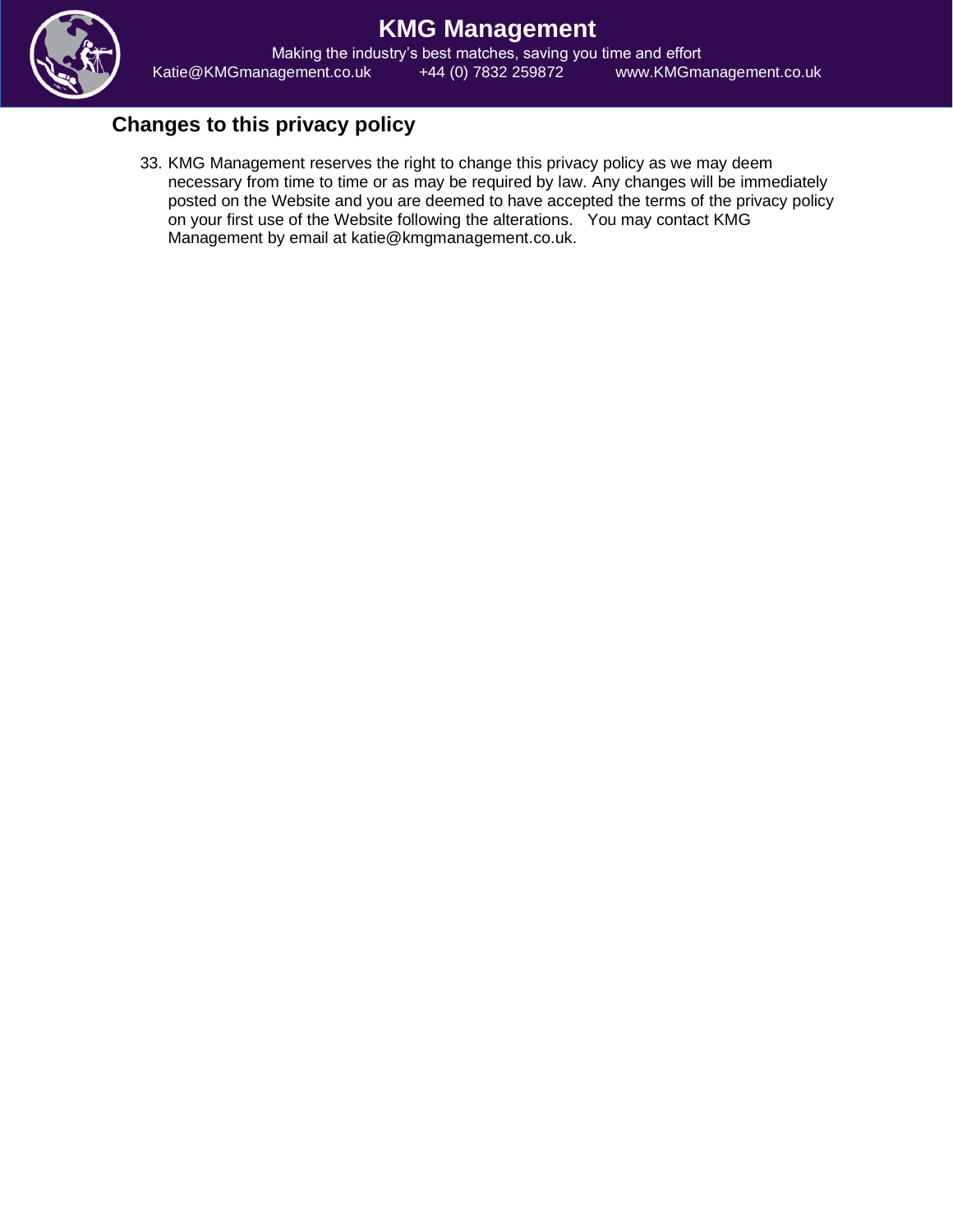## Changes to this privacy policy

33. KMG Management reserves the right to change this privacy policy as we may deem necessary from time to time or as may be required by law. Any changes will be immediately posted on the Website and you are deemed to have accepted the terms of the privacy policy on your first use of the Website following the alterations. You may contact KMG Management by email at katie@kmgmanagement.co.uk.